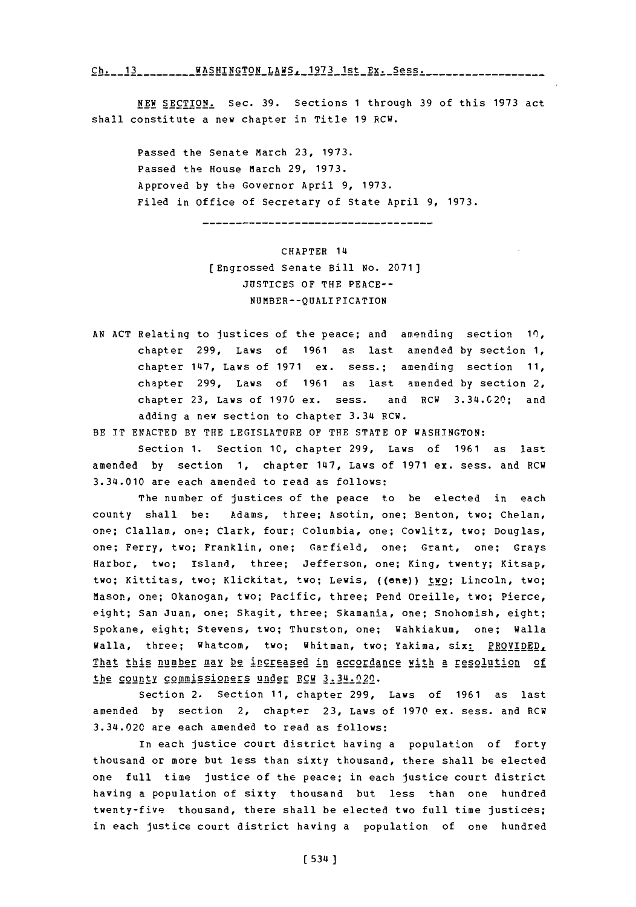NEW SECTION. Sec. 39. Sections 1 through 39 of this 1973 act shall constitute a new chapter in Title 19 RCW.

Passed the Senate March 23, 1973.
Passed the House March 29, 1973.
Approved by the Governor April 9, 1973.
Filed in Office of Secretary of State April 9, 1973.

---

## CHAPTER 14
### [Engrossed Senate Bill No. 2071]
### JUSTICES OF THE PEACE-- NUMBER--QUALIFICATION

AN ACT Relating to justices of the peace; and amending section 10, chapter 299, Laws of 1961 as last amended by section 1, chapter 147, Laws of 1971 ex. sess.; amending section 11, chapter 299, Laws of 1961 as last amended by section 2, chapter 23, Laws of 1970 ex. sess. and RCW 3.34.020; and adding a new section to chapter 3.34 RCW.

BE IT ENACTED BY THE LEGISLATURE OF THE STATE OF WASHINGTON:

Section 1. Section 10, chapter 299, Laws of 1961 as last amended by section 1, chapter 147, Laws of 1971 ex. sess. and RCW 3.34.010 are each amended to read as follows:

The number of justices of the peace to be elected in each county shall be: Adams, three; Asotin, one; Benton, two; Chelan, one; Clallam, one; Clark, four; Columbia, one; Cowlitz, two; Douglas, one; Ferry, two; Franklin, one; Garfield, one; Grant, one; Grays Harbor, two; Island, three; Jefferson, one; King, twenty; Kitsap, two; Kittitas, two; Klickitat, two; Lewis, ((one)) two; Lincoln, two; Mason, one; Okanogan, two; Pacific, three; Pend Oreille, two; Pierce, eight; San Juan, one; Skagit, three; Skamania, one; Snohomish, eight; Spokane, eight; Stevens, two; Thurston, one; Wahkiakum, one; Walla Walla, three; Whatcom, two; Whitman, two; Yakima, six: PROVIDED, That this number may be increased in accordance with a resolution of the county commissioners under RCW 3.34.020.

Section 2. Section 11, chapter 299, Laws of 1961 as last amended by section 2, chapter 23, Laws of 1970 ex. sess. and RCW 3.34.020 are each amended to read as follows:

In each justice court district having a population of forty thousand or more but less than sixty thousand, there shall be elected one full time justice of the peace; in each justice court district having a population of sixty thousand but less than one hundred twenty-five thousand, there shall be elected two full time justices; in each justice court district having a population of one hundred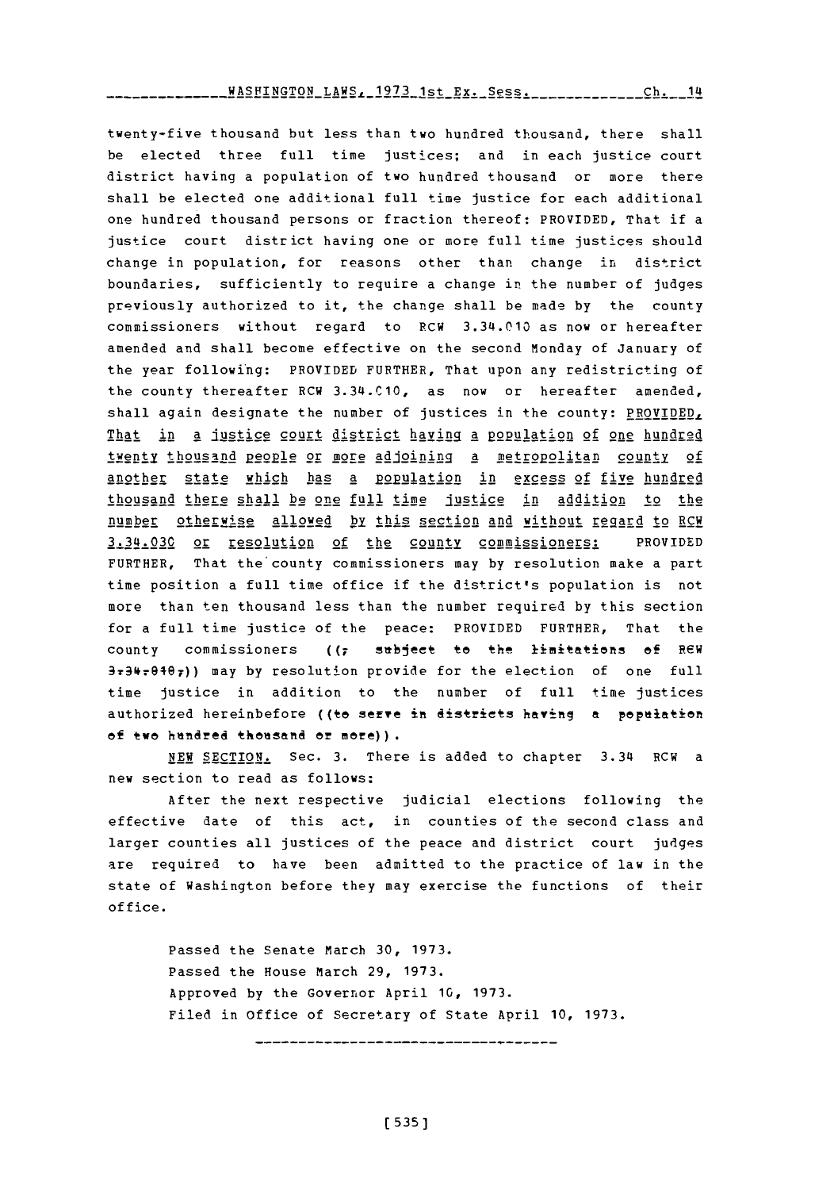twenty-five thousand but less than two hundred thousand, there shall be elected three full time justices; and in each justice court district having a population of two hundred thousand or more there shall be elected one additional full time justice for each additional one hundred thousand persons or fraction thereof: PROVIDED, That if a justice court district having one or more full time justices should change in population, for reasons other than change in district boundaries, sufficiently to require a change in the number of judges previously authorized to it, the change shall be made by the county commissioners without regard to RCW 3.34.010 as now or hereafter amended and shall become effective on the second Monday of January of the year following: PROVIDED FURTHER, That upon any redistricting of the county thereafter RCW 3.34.010, as now or hereafter amended, shall again designate the number of justices in the county: PROVIDED, That in a justice court district having a population of one hundred twenty thousand people or more adjoining a metropolitan county of another state which has a population in excess of five hundred thousand there shall be one full time justice in addition to the number otherwise allowed by this section and without regard to RCW 3.34.030 or resolution of the county commissioners: PROVIDED FURTHER, That the county commissioners may by resolution make a part time position a full time office if the district's population is not more than ten thousand less than the number required by this section for a full time justice of the peace: PROVIDED FURTHER, That the county commissioners ((; subject to the limitations of RCW 3.34.010,)) may by resolution provide for the election of one full time justice in addition to the number of full time justices authorized hereinbefore ((to serve in districts having a population of two hundred thousand or more)).

NEW SECTION. Sec. 3. There is added to chapter 3.34 RCW a new section to read as follows:

After the next respective judicial elections following the effective date of this act, in counties of the second class and larger counties all justices of the peace and district court judges are required to have been admitted to the practice of law in the state of Washington before they may exercise the functions of their office.

Passed the Senate March 30, 1973.
Passed the House March 29, 1973.
Approved by the Governor April 10, 1973.
Filed in Office of Secretary of State April 10, 1973.